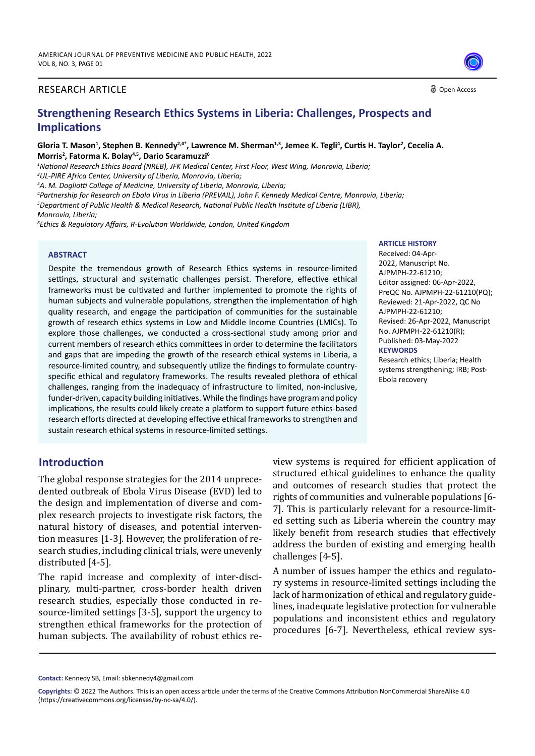RESEARCH ARTICLE

Open Access

# Strengthening Research Ethics Systems in Liberia: Challenges, Prospects and Implications

**Gloria T. Mason[1], Stephen B. Kennedy[2,4*], Lawrence M. Sherman[1,3], Jemee K. Tegli[4], Curtis H. Taylor[2], Cecelia A. Morris[2], Fatorma K. Bolay[4,5], Dario Scaramuzzi[6]**

[1]*National Research Ethics Board (NREB), JFK Medical Center, First Floor, West Wing, Monrovia, Liberia;*
[2]*UL-PIRE Africa Center, University of Liberia, Monrovia, Liberia;*
[3]*A. M. Dogliotti College of Medicine, University of Liberia, Monrovia, Liberia;*
[4]*Partnership for Research on Ebola Virus in Liberia (PREVAIL), John F. Kennedy Medical Centre, Monrovia, Liberia;*
[5]*Department of Public Health & Medical Research, National Public Health Institute of Liberia (LIBR), Monrovia, Liberia;*
[6]*Ethics & Regulatory Affairs, R-Evolution Worldwide, London, United Kingdom*

## ABSTRACT

Despite the tremendous growth of Research Ethics systems in resource-limited settings, structural and systematic challenges persist. Therefore, effective ethical frameworks must be cultivated and further implemented to promote the rights of human subjects and vulnerable populations, strengthen the implementation of high quality research, and engage the participation of communities for the sustainable growth of research ethics systems in Low and Middle Income Countries (LMICs). To explore those challenges, we conducted a cross-sectional study among prior and current members of research ethics committees in order to determine the facilitators and gaps that are impeding the growth of the research ethical systems in Liberia, a resource-limited country, and subsequently utilize the findings to formulate country-specific ethical and regulatory frameworks. The results revealed plethora of ethical challenges, ranging from the inadequacy of infrastructure to limited, non-inclusive, funder-driven, capacity building initiatives. While the findings have program and policy implications, the results could likely create a platform to support future ethics-based research efforts directed at developing effective ethical frameworks to strengthen and sustain research ethical systems in resource-limited settings.

**ARTICLE HISTORY**

Received: 04-Apr-2022, Manuscript No. AJPMPH-22-61210;
Editor assigned: 06-Apr-2022, PreQC No. AJPMPH-22-61210(PQ);
Reviewed: 21-Apr-2022, QC No AJPMPH-22-61210;
Revised: 26-Apr-2022, Manuscript No. AJPMPH-22-61210(R);
Published: 03-May-2022

**KEYWORDS**

Research ethics; Liberia; Health systems strengthening; IRB; Post-Ebola recovery

## Introduction

The global response strategies for the 2014 unprecedented outbreak of Ebola Virus Disease (EVD) led to the design and implementation of diverse and complex research projects to investigate risk factors, the natural history of diseases, and potential intervention measures [1-3]. However, the proliferation of research studies, including clinical trials, were unevenly distributed [4-5].

The rapid increase and complexity of inter-disciplinary, multi-partner, cross-border health driven research studies, especially those conducted in resource-limited settings [3-5], support the urgency to strengthen ethical frameworks for the protection of human subjects. The availability of robust ethics review systems is required for efficient application of structured ethical guidelines to enhance the quality and outcomes of research studies that protect the rights of communities and vulnerable populations [6-7]. This is particularly relevant for a resource-limited setting such as Liberia wherein the country may likely benefit from research studies that effectively address the burden of existing and emerging health challenges [4-5].

A number of issues hamper the ethics and regulatory systems in resource-limited settings including the lack of harmonization of ethical and regulatory guidelines, inadequate legislative protection for vulnerable populations and inconsistent ethics and regulatory procedures [6-7]. Nevertheless, ethical review sys-

**Contact:** Kennedy SB, Email: sbkennedy4@gmail.com

**Copyrights:** © 2022 The Authors. This is an open access article under the terms of the Creative Commons Attribution NonCommercial ShareAlike 4.0 (https://creativecommons.org/licenses/by-nc-sa/4.0/).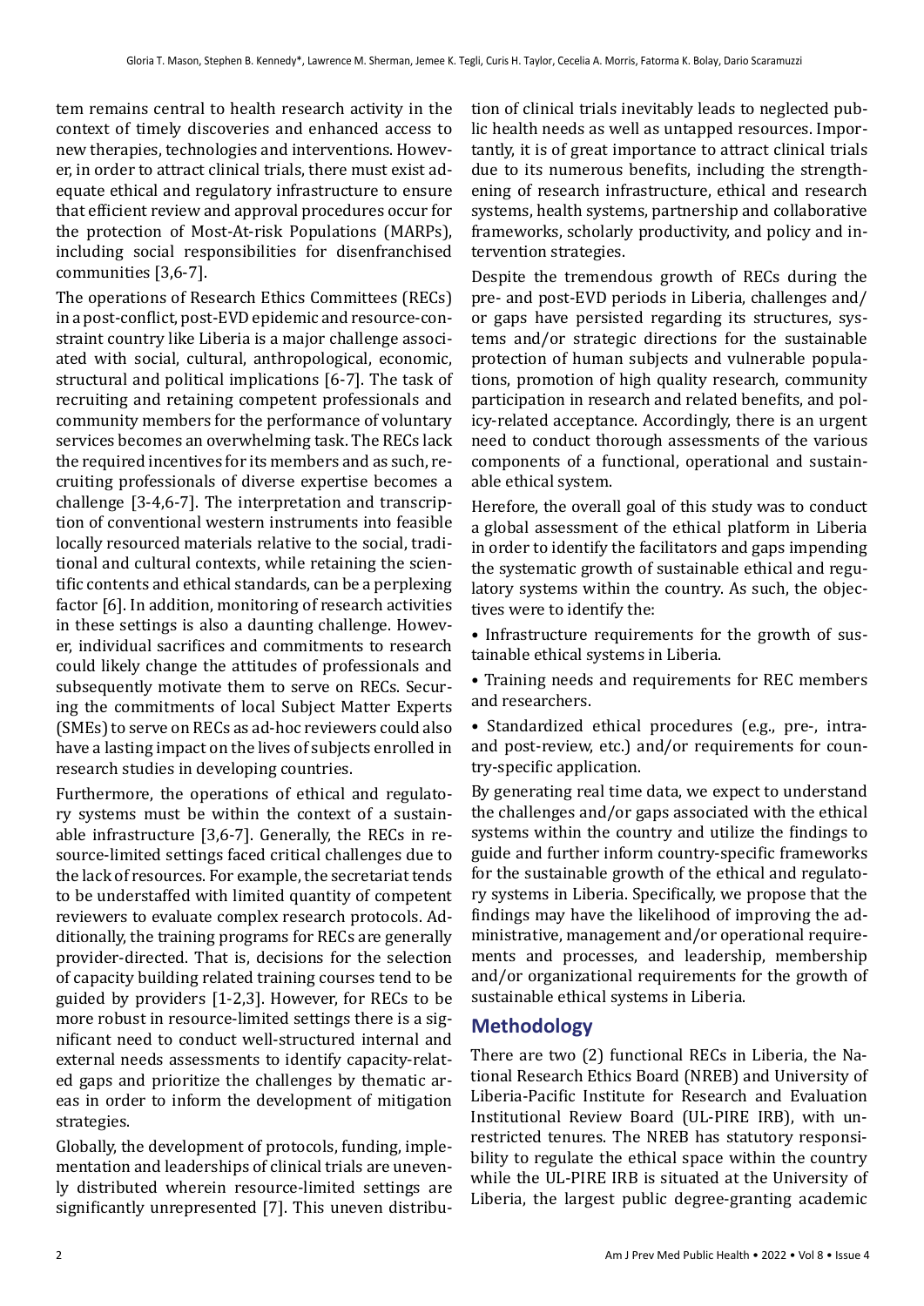tem remains central to health research activity in the context of timely discoveries and enhanced access to new therapies, technologies and interventions. However, in order to attract clinical trials, there must exist adequate ethical and regulatory infrastructure to ensure that efficient review and approval procedures occur for the protection of Most-At-risk Populations (MARPs), including social responsibilities for disenfranchised communities [3,6-7].

The operations of Research Ethics Committees (RECs) in a post-conflict, post-EVD epidemic and resource-constraint country like Liberia is a major challenge associated with social, cultural, anthropological, economic, structural and political implications [6-7]. The task of recruiting and retaining competent professionals and community members for the performance of voluntary services becomes an overwhelming task. The RECs lack the required incentives for its members and as such, recruiting professionals of diverse expertise becomes a challenge [3-4,6-7]. The interpretation and transcription of conventional western instruments into feasible locally resourced materials relative to the social, traditional and cultural contexts, while retaining the scientific contents and ethical standards, can be a perplexing factor [6]. In addition, monitoring of research activities in these settings is also a daunting challenge. However, individual sacrifices and commitments to research could likely change the attitudes of professionals and subsequently motivate them to serve on RECs. Securing the commitments of local Subject Matter Experts (SMEs) to serve on RECs as ad-hoc reviewers could also have a lasting impact on the lives of subjects enrolled in research studies in developing countries.

Furthermore, the operations of ethical and regulatory systems must be within the context of a sustainable infrastructure [3,6-7]. Generally, the RECs in resource-limited settings faced critical challenges due to the lack of resources. For example, the secretariat tends to be understaffed with limited quantity of competent reviewers to evaluate complex research protocols. Additionally, the training programs for RECs are generally provider-directed. That is, decisions for the selection of capacity building related training courses tend to be guided by providers [1-2,3]. However, for RECs to be more robust in resource-limited settings there is a significant need to conduct well-structured internal and external needs assessments to identify capacity-related gaps and prioritize the challenges by thematic areas in order to inform the development of mitigation strategies.

Globally, the development of protocols, funding, implementation and leaderships of clinical trials are unevenly distributed wherein resource-limited settings are significantly unrepresented [7]. This uneven distribution of clinical trials inevitably leads to neglected public health needs as well as untapped resources. Importantly, it is of great importance to attract clinical trials due to its numerous benefits, including the strengthening of research infrastructure, ethical and research systems, health systems, partnership and collaborative frameworks, scholarly productivity, and policy and intervention strategies.

Despite the tremendous growth of RECs during the pre- and post-EVD periods in Liberia, challenges and/or gaps have persisted regarding its structures, systems and/or strategic directions for the sustainable protection of human subjects and vulnerable populations, promotion of high quality research, community participation in research and related benefits, and policy-related acceptance. Accordingly, there is an urgent need to conduct thorough assessments of the various components of a functional, operational and sustainable ethical system.

Herefore, the overall goal of this study was to conduct a global assessment of the ethical platform in Liberia in order to identify the facilitators and gaps impending the systematic growth of sustainable ethical and regulatory systems within the country. As such, the objectives were to identify the:

- Infrastructure requirements for the growth of sustainable ethical systems in Liberia.
- Training needs and requirements for REC members and researchers.
- Standardized ethical procedures (e.g., pre-, intra- and post-review, etc.) and/or requirements for country-specific application.

By generating real time data, we expect to understand the challenges and/or gaps associated with the ethical systems within the country and utilize the findings to guide and further inform country-specific frameworks for the sustainable growth of the ethical and regulatory systems in Liberia. Specifically, we propose that the findings may have the likelihood of improving the administrative, management and/or operational requirements and processes, and leadership, membership and/or organizational requirements for the growth of sustainable ethical systems in Liberia.

## Methodology

There are two (2) functional RECs in Liberia, the National Research Ethics Board (NREB) and University of Liberia-Pacific Institute for Research and Evaluation Institutional Review Board (UL-PIRE IRB), with unrestricted tenures. The NREB has statutory responsibility to regulate the ethical space within the country while the UL-PIRE IRB is situated at the University of Liberia, the largest public degree-granting academic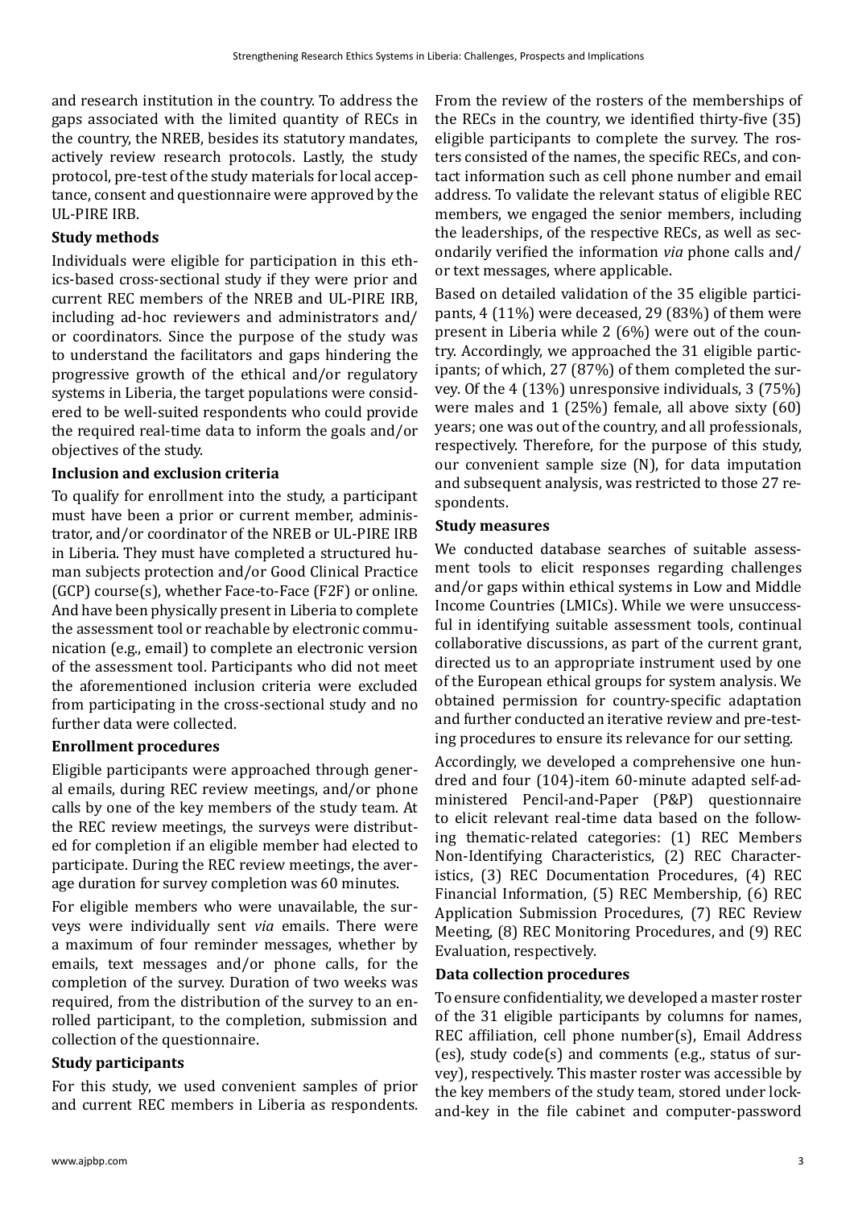and research institution in the country. To address the gaps associated with the limited quantity of RECs in the country, the NREB, besides its statutory mandates, actively review research protocols. Lastly, the study protocol, pre-test of the study materials for local acceptance, consent and questionnaire were approved by the UL-PIRE IRB.

### Study methods

Individuals were eligible for participation in this ethics-based cross-sectional study if they were prior and current REC members of the NREB and UL-PIRE IRB, including ad-hoc reviewers and administrators and/or coordinators. Since the purpose of the study was to understand the facilitators and gaps hindering the progressive growth of the ethical and/or regulatory systems in Liberia, the target populations were considered to be well-suited respondents who could provide the required real-time data to inform the goals and/or objectives of the study.

### Inclusion and exclusion criteria

To qualify for enrollment into the study, a participant must have been a prior or current member, administrator, and/or coordinator of the NREB or UL-PIRE IRB in Liberia. They must have completed a structured human subjects protection and/or Good Clinical Practice (GCP) course(s), whether Face-to-Face (F2F) or online. And have been physically present in Liberia to complete the assessment tool or reachable by electronic communication (e.g., email) to complete an electronic version of the assessment tool. Participants who did not meet the aforementioned inclusion criteria were excluded from participating in the cross-sectional study and no further data were collected.

### Enrollment procedures

Eligible participants were approached through general emails, during REC review meetings, and/or phone calls by one of the key members of the study team. At the REC review meetings, the surveys were distributed for completion if an eligible member had elected to participate. During the REC review meetings, the average duration for survey completion was 60 minutes.

For eligible members who were unavailable, the surveys were individually sent *via* emails. There were a maximum of four reminder messages, whether by emails, text messages and/or phone calls, for the completion of the survey. Duration of two weeks was required, from the distribution of the survey to an enrolled participant, to the completion, submission and collection of the questionnaire.

### Study participants

For this study, we used convenient samples of prior and current REC members in Liberia as respondents. From the review of the rosters of the memberships of the RECs in the country, we identified thirty-five (35) eligible participants to complete the survey. The rosters consisted of the names, the specific RECs, and contact information such as cell phone number and email address. To validate the relevant status of eligible REC members, we engaged the senior members, including the leaderships, of the respective RECs, as well as secondarily verified the information *via* phone calls and/or text messages, where applicable.

Based on detailed validation of the 35 eligible participants, 4 (11%) were deceased, 29 (83%) of them were present in Liberia while 2 (6%) were out of the country. Accordingly, we approached the 31 eligible participants; of which, 27 (87%) of them completed the survey. Of the 4 (13%) unresponsive individuals, 3 (75%) were males and 1 (25%) female, all above sixty (60) years; one was out of the country, and all professionals, respectively. Therefore, for the purpose of this study, our convenient sample size (N), for data imputation and subsequent analysis, was restricted to those 27 respondents.

### Study measures

We conducted database searches of suitable assessment tools to elicit responses regarding challenges and/or gaps within ethical systems in Low and Middle Income Countries (LMICs). While we were unsuccessful in identifying suitable assessment tools, continual collaborative discussions, as part of the current grant, directed us to an appropriate instrument used by one of the European ethical groups for system analysis. We obtained permission for country-specific adaptation and further conducted an iterative review and pre-testing procedures to ensure its relevance for our setting.

Accordingly, we developed a comprehensive one hundred and four (104)-item 60-minute adapted self-administered Pencil-and-Paper (P&P) questionnaire to elicit relevant real-time data based on the following thematic-related categories: (1) REC Members Non-Identifying Characteristics, (2) REC Characteristics, (3) REC Documentation Procedures, (4) REC Financial Information, (5) REC Membership, (6) REC Application Submission Procedures, (7) REC Review Meeting, (8) REC Monitoring Procedures, and (9) REC Evaluation, respectively.

### Data collection procedures

To ensure confidentiality, we developed a master roster of the 31 eligible participants by columns for names, REC affiliation, cell phone number(s), Email Address (es), study code(s) and comments (e.g., status of survey), respectively. This master roster was accessible by the key members of the study team, stored under lock-and-key in the file cabinet and computer-password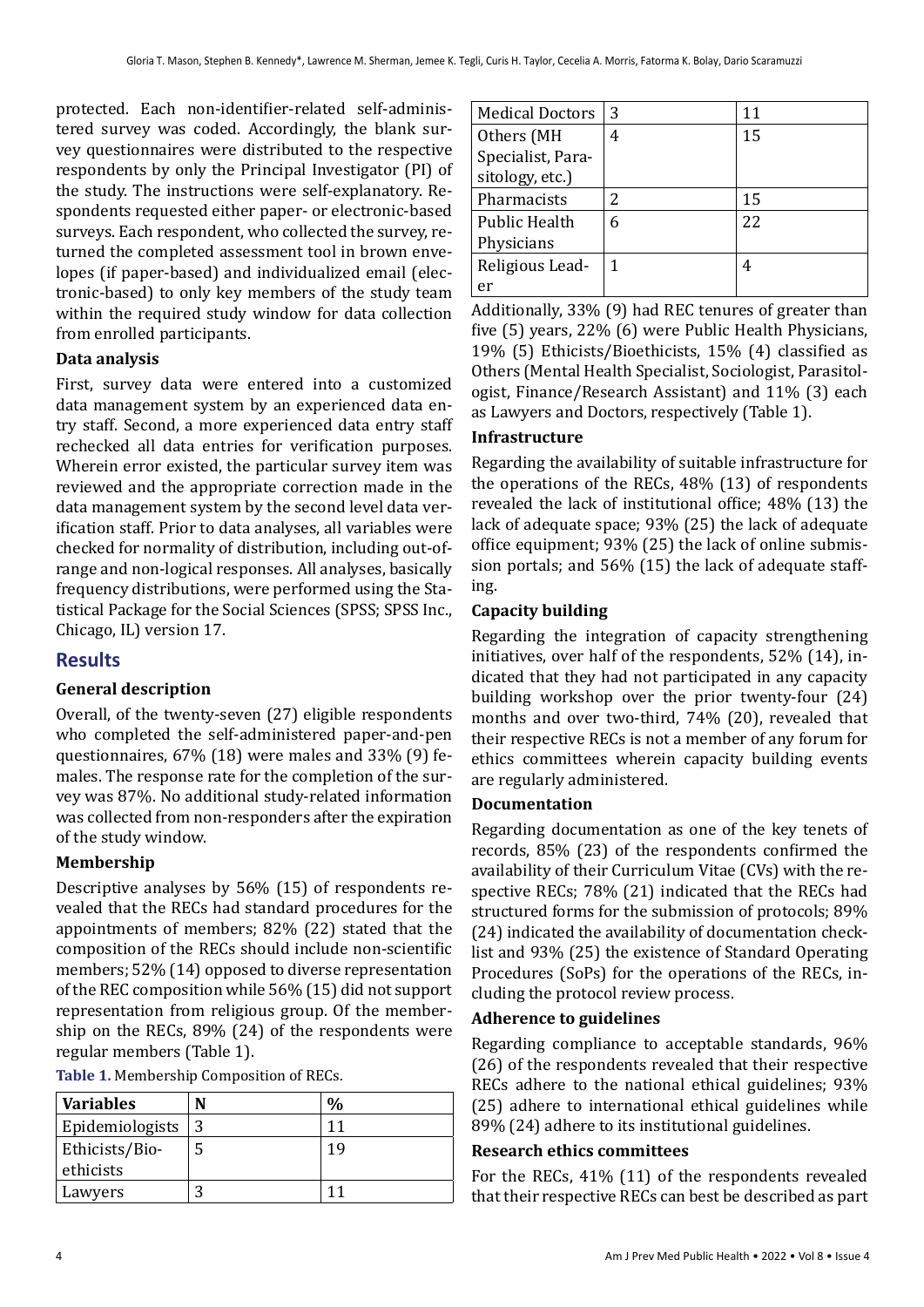protected. Each non-identifier-related self-administered survey was coded. Accordingly, the blank survey questionnaires were distributed to the respective respondents by only the Principal Investigator (PI) of the study. The instructions were self-explanatory. Respondents requested either paper- or electronic-based surveys. Each respondent, who collected the survey, returned the completed assessment tool in brown envelopes (if paper-based) and individualized email (electronic-based) to only key members of the study team within the required study window for data collection from enrolled participants.

### Data analysis

First, survey data were entered into a customized data management system by an experienced data entry staff. Second, a more experienced data entry staff rechecked all data entries for verification purposes. Wherein error existed, the particular survey item was reviewed and the appropriate correction made in the data management system by the second level data verification staff. Prior to data analyses, all variables were checked for normality of distribution, including out-of-range and non-logical responses. All analyses, basically frequency distributions, were performed using the Statistical Package for the Social Sciences (SPSS; SPSS Inc., Chicago, IL) version 17.

## Results

### General description

Overall, of the twenty-seven (27) eligible respondents who completed the self-administered paper-and-pen questionnaires, 67% (18) were males and 33% (9) females. The response rate for the completion of the survey was 87%. No additional study-related information was collected from non-responders after the expiration of the study window.

### Membership

Descriptive analyses by 56% (15) of respondents revealed that the RECs had standard procedures for the appointments of members; 82% (22) stated that the composition of the RECs should include non-scientific members; 52% (14) opposed to diverse representation of the REC composition while 56% (15) did not support representation from religious group. Of the membership on the RECs, 89% (24) of the respondents were regular members (Table 1).

**Table 1.** Membership Composition of RECs.

| Variables | N | % |
|---|---|---|
| Epidemiologists | 3 | 11 |
| Ethicists/Bioethicists | 5 | 19 |
| Lawyers | 3 | 11 |
| Medical Doctors | 3 | 11 |
| Others (MH Specialist, Parasitology, etc.) | 4 | 15 |
| Pharmacists | 2 | 15 |
| Public Health Physicians | 6 | 22 |
| Religious Leader | 1 | 4 |

Additionally, 33% (9) had REC tenures of greater than five (5) years, 22% (6) were Public Health Physicians, 19% (5) Ethicists/Bioethicists, 15% (4) classified as Others (Mental Health Specialist, Sociologist, Parasitologist, Finance/Research Assistant) and 11% (3) each as Lawyers and Doctors, respectively (Table 1).

### Infrastructure

Regarding the availability of suitable infrastructure for the operations of the RECs, 48% (13) of respondents revealed the lack of institutional office; 48% (13) the lack of adequate space; 93% (25) the lack of adequate office equipment; 93% (25) the lack of online submission portals; and 56% (15) the lack of adequate staffing.

### Capacity building

Regarding the integration of capacity strengthening initiatives, over half of the respondents, 52% (14), indicated that they had not participated in any capacity building workshop over the prior twenty-four (24) months and over two-third, 74% (20), revealed that their respective RECs is not a member of any forum for ethics committees wherein capacity building events are regularly administered.

### Documentation

Regarding documentation as one of the key tenets of records, 85% (23) of the respondents confirmed the availability of their Curriculum Vitae (CVs) with the respective RECs; 78% (21) indicated that the RECs had structured forms for the submission of protocols; 89% (24) indicated the availability of documentation checklist and 93% (25) the existence of Standard Operating Procedures (SoPs) for the operations of the RECs, including the protocol review process.

### Adherence to guidelines

Regarding compliance to acceptable standards, 96% (26) of the respondents revealed that their respective RECs adhere to the national ethical guidelines; 93% (25) adhere to international ethical guidelines while 89% (24) adhere to its institutional guidelines.

### Research ethics committees

For the RECs, 41% (11) of the respondents revealed that their respective RECs can best be described as part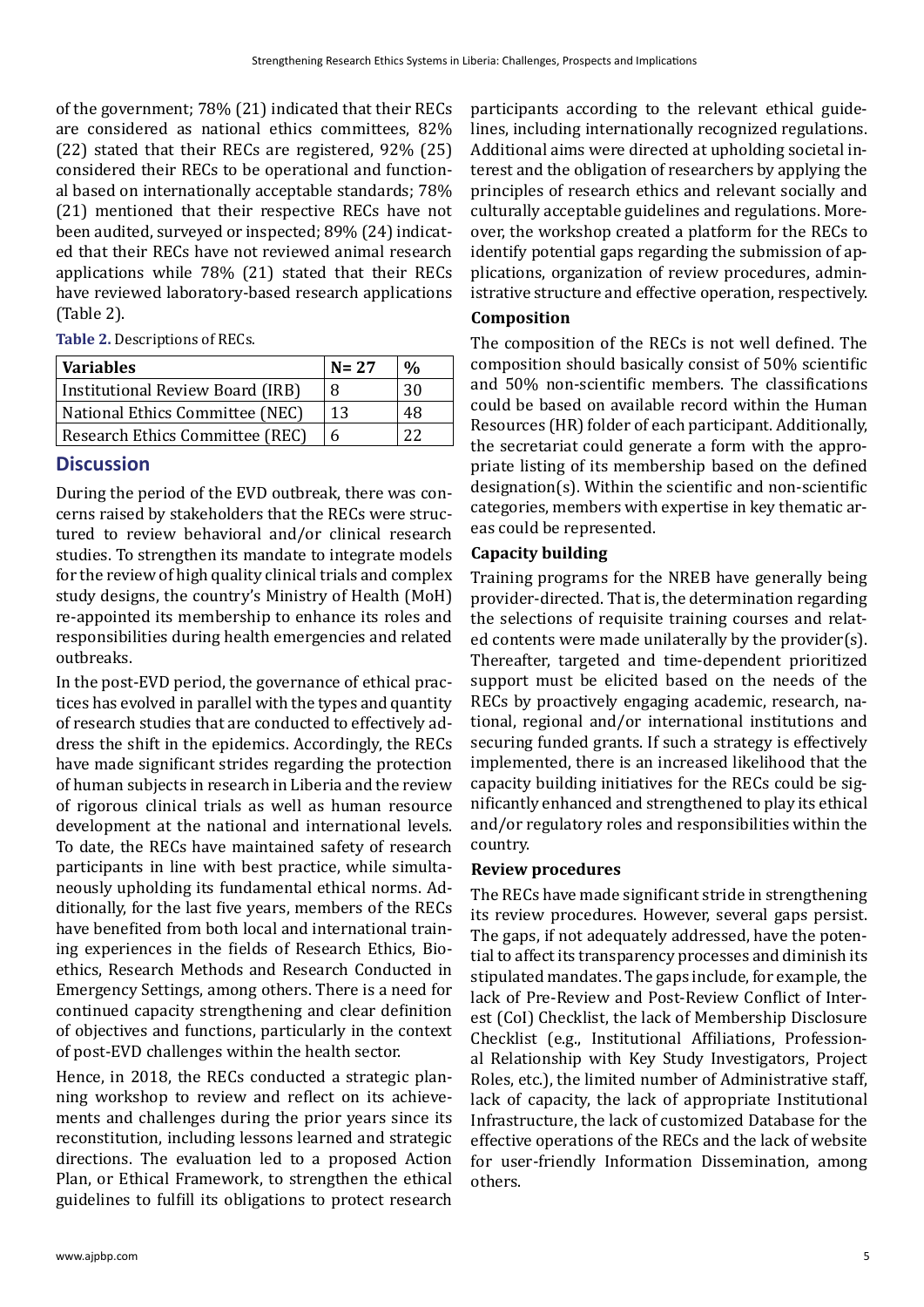of the government; 78% (21) indicated that their RECs are considered as national ethics committees, 82% (22) stated that their RECs are registered, 92% (25) considered their RECs to be operational and functional based on internationally acceptable standards; 78% (21) mentioned that their respective RECs have not been audited, surveyed or inspected; 89% (24) indicated that their RECs have not reviewed animal research applications while 78% (21) stated that their RECs have reviewed laboratory-based research applications (Table 2).

**Table 2.** Descriptions of RECs.

| Variables | N= 27 | % |
|---|---|---|
| Institutional Review Board (IRB) | 8 | 30 |
| National Ethics Committee (NEC) | 13 | 48 |
| Research Ethics Committee (REC) | 6 | 22 |

## Discussion

During the period of the EVD outbreak, there was concerns raised by stakeholders that the RECs were structured to review behavioral and/or clinical research studies. To strengthen its mandate to integrate models for the review of high quality clinical trials and complex study designs, the country's Ministry of Health (MoH) re-appointed its membership to enhance its roles and responsibilities during health emergencies and related outbreaks.

In the post-EVD period, the governance of ethical practices has evolved in parallel with the types and quantity of research studies that are conducted to effectively address the shift in the epidemics. Accordingly, the RECs have made significant strides regarding the protection of human subjects in research in Liberia and the review of rigorous clinical trials as well as human resource development at the national and international levels. To date, the RECs have maintained safety of research participants in line with best practice, while simultaneously upholding its fundamental ethical norms. Additionally, for the last five years, members of the RECs have benefited from both local and international training experiences in the fields of Research Ethics, Bioethics, Research Methods and Research Conducted in Emergency Settings, among others. There is a need for continued capacity strengthening and clear definition of objectives and functions, particularly in the context of post-EVD challenges within the health sector.

Hence, in 2018, the RECs conducted a strategic planning workshop to review and reflect on its achievements and challenges during the prior years since its reconstitution, including lessons learned and strategic directions. The evaluation led to a proposed Action Plan, or Ethical Framework, to strengthen the ethical guidelines to fulfill its obligations to protect research participants according to the relevant ethical guidelines, including internationally recognized regulations. Additional aims were directed at upholding societal interest and the obligation of researchers by applying the principles of research ethics and relevant socially and culturally acceptable guidelines and regulations. Moreover, the workshop created a platform for the RECs to identify potential gaps regarding the submission of applications, organization of review procedures, administrative structure and effective operation, respectively.

### Composition

The composition of the RECs is not well defined. The composition should basically consist of 50% scientific and 50% non-scientific members. The classifications could be based on available record within the Human Resources (HR) folder of each participant. Additionally, the secretariat could generate a form with the appropriate listing of its membership based on the defined designation(s). Within the scientific and non-scientific categories, members with expertise in key thematic areas could be represented.

### Capacity building

Training programs for the NREB have generally being provider-directed. That is, the determination regarding the selections of requisite training courses and related contents were made unilaterally by the provider(s). Thereafter, targeted and time-dependent prioritized support must be elicited based on the needs of the RECs by proactively engaging academic, research, national, regional and/or international institutions and securing funded grants. If such a strategy is effectively implemented, there is an increased likelihood that the capacity building initiatives for the RECs could be significantly enhanced and strengthened to play its ethical and/or regulatory roles and responsibilities within the country.

### Review procedures

The RECs have made significant stride in strengthening its review procedures. However, several gaps persist. The gaps, if not adequately addressed, have the potential to affect its transparency processes and diminish its stipulated mandates. The gaps include, for example, the lack of Pre-Review and Post-Review Conflict of Interest (CoI) Checklist, the lack of Membership Disclosure Checklist (e.g., Institutional Affiliations, Professional Relationship with Key Study Investigators, Project Roles, etc.), the limited number of Administrative staff, lack of capacity, the lack of appropriate Institutional Infrastructure, the lack of customized Database for the effective operations of the RECs and the lack of website for user-friendly Information Dissemination, among others.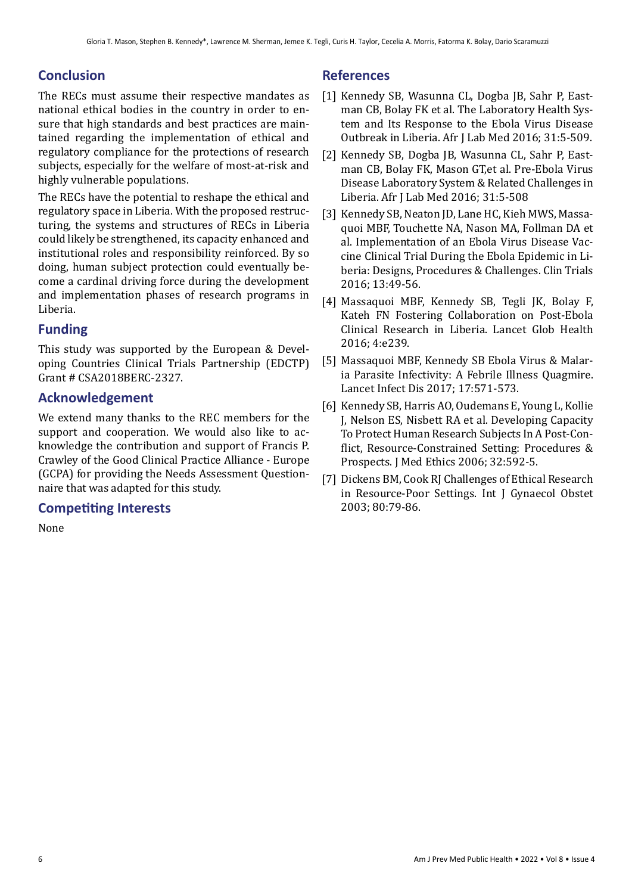## Conclusion

The RECs must assume their respective mandates as national ethical bodies in the country in order to ensure that high standards and best practices are maintained regarding the implementation of ethical and regulatory compliance for the protections of research subjects, especially for the welfare of most-at-risk and highly vulnerable populations.

The RECs have the potential to reshape the ethical and regulatory space in Liberia. With the proposed restructuring, the systems and structures of RECs in Liberia could likely be strengthened, its capacity enhanced and institutional roles and responsibility reinforced. By so doing, human subject protection could eventually become a cardinal driving force during the development and implementation phases of research programs in Liberia.

## Funding

This study was supported by the European & Developing Countries Clinical Trials Partnership (EDCTP) Grant # CSA2018BERC-2327.

## Acknowledgement

We extend many thanks to the REC members for the support and cooperation. We would also like to acknowledge the contribution and support of Francis P. Crawley of the Good Clinical Practice Alliance - Europe (GCPA) for providing the Needs Assessment Questionnaire that was adapted for this study.

## Competiting Interests

None

## References

[1] Kennedy SB, Wasunna CL, Dogba JB, Sahr P, Eastman CB, Bolay FK et al. The Laboratory Health System and Its Response to the Ebola Virus Disease Outbreak in Liberia. Afr J Lab Med 2016; 31:5-509.

[2] Kennedy SB, Dogba JB, Wasunna CL, Sahr P, Eastman CB, Bolay FK, Mason GT,et al. Pre-Ebola Virus Disease Laboratory System & Related Challenges in Liberia. Afr J Lab Med 2016; 31:5-508

[3] Kennedy SB, Neaton JD, Lane HC, Kieh MWS, Massaquoi MBF, Touchette NA, Nason MA, Follman DA et al. Implementation of an Ebola Virus Disease Vaccine Clinical Trial During the Ebola Epidemic in Liberia: Designs, Procedures & Challenges. Clin Trials 2016; 13:49-56.

[4] Massaquoi MBF, Kennedy SB, Tegli JK, Bolay F, Kateh FN Fostering Collaboration on Post-Ebola Clinical Research in Liberia. Lancet Glob Health 2016; 4:e239.

[5] Massaquoi MBF, Kennedy SB Ebola Virus & Malaria Parasite Infectivity: A Febrile Illness Quagmire. Lancet Infect Dis 2017; 17:571-573.

[6] Kennedy SB, Harris AO, Oudemans E, Young L, Kollie J, Nelson ES, Nisbett RA et al. Developing Capacity To Protect Human Research Subjects In A Post-Conflict, Resource-Constrained Setting: Procedures & Prospects. J Med Ethics 2006; 32:592-5.

[7] Dickens BM, Cook RJ Challenges of Ethical Research in Resource-Poor Settings. Int J Gynaecol Obstet 2003; 80:79-86.